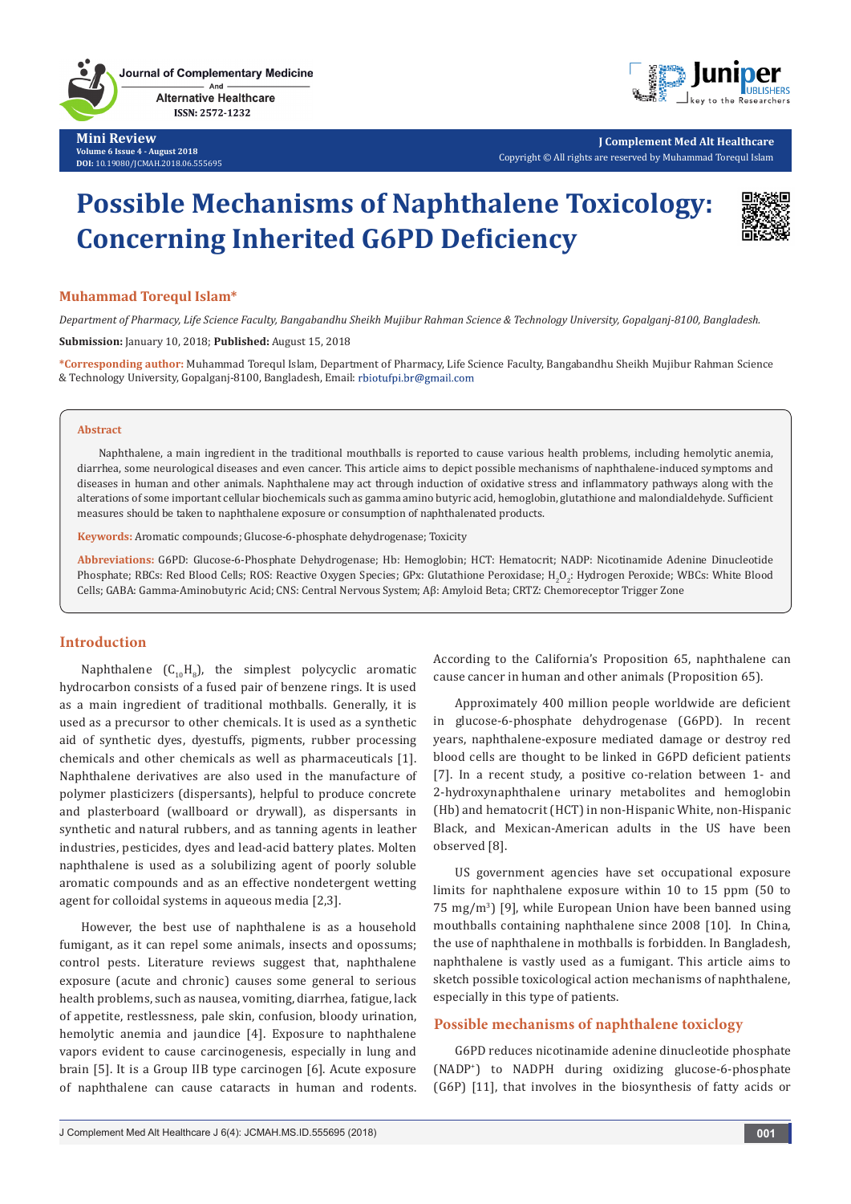Mini Review

# Possible Mechanisms of Naphthalene Toxicology: Concerning Inherited G6PD Deficiency

**Muhammad Torequl Islam***

*Department of Pharmacy, Life Science Faculty, Bangabandhu Sheikh Mujibur Rahman Science & Technology University, Gopalganj-8100, Bangladesh.*

**Submission:** January 10, 2018; **Published:** August 15, 2018

***Corresponding author:** Muhammad Torequl Islam, Department of Pharmacy, Life Science Faculty, Bangabandhu Sheikh Mujibur Rahman Science & Technology University, Gopalganj-8100, Bangladesh, Email: rbiotufpi.br@gmail.com

## Abstract

Naphthalene, a main ingredient in the traditional mouthballs is reported to cause various health problems, including hemolytic anemia, diarrhea, some neurological diseases and even cancer. This article aims to depict possible mechanisms of naphthalene-induced symptoms and diseases in human and other animals. Naphthalene may act through induction of oxidative stress and inflammatory pathways along with the alterations of some important cellular biochemicals such as gamma amino butyric acid, hemoglobin, glutathione and malondialdehyde. Sufficient measures should be taken to naphthalene exposure or consumption of naphthalenated products.

**Keywords:** Aromatic compounds; Glucose-6-phosphate dehydrogenase; Toxicity

**Abbreviations:** G6PD: Glucose-6-Phosphate Dehydrogenase; Hb: Hemoglobin; HCT: Hematocrit; NADP: Nicotinamide Adenine Dinucleotide Phosphate; RBCs: Red Blood Cells; ROS: Reactive Oxygen Species; GPx: Glutathione Peroxidase; $H_2O_2$: Hydrogen Peroxide; WBCs: White Blood Cells; GABA: Gamma-Aminobutyric Acid; CNS: Central Nervous System; Aβ: Amyloid Beta; CRTZ: Chemoreceptor Trigger Zone

## Introduction

Naphthalene ($C_{10}H_8$), the simplest polycyclic aromatic hydrocarbon consists of a fused pair of benzene rings. It is used as a main ingredient of traditional mothballs. Generally, it is used as a precursor to other chemicals. It is used as a synthetic aid of synthetic dyes, dyestuffs, pigments, rubber processing chemicals and other chemicals as well as pharmaceuticals [1]. Naphthalene derivatives are also used in the manufacture of polymer plasticizers (dispersants), helpful to produce concrete and plasterboard (wallboard or drywall), as dispersants in synthetic and natural rubbers, and as tanning agents in leather industries, pesticides, dyes and lead-acid battery plates. Molten naphthalene is used as a solubilizing agent of poorly soluble aromatic compounds and as an effective nondetergent wetting agent for colloidal systems in aqueous media [2,3].

However, the best use of naphthalene is as a household fumigant, as it can repel some animals, insects and opossums; control pests. Literature reviews suggest that, naphthalene exposure (acute and chronic) causes some general to serious health problems, such as nausea, vomiting, diarrhea, fatigue, lack of appetite, restlessness, pale skin, confusion, bloody urination, hemolytic anemia and jaundice [4]. Exposure to naphthalene vapors evident to cause carcinogenesis, especially in lung and brain [5]. It is a Group IIB type carcinogen [6]. Acute exposure of naphthalene can cause cataracts in human and rodents. According to the California's Proposition 65, naphthalene can cause cancer in human and other animals (Proposition 65).

Approximately 400 million people worldwide are deficient in glucose-6-phosphate dehydrogenase (G6PD). In recent years, naphthalene-exposure mediated damage or destroy red blood cells are thought to be linked in G6PD deficient patients [7]. In a recent study, a positive co-relation between 1- and 2-hydroxynaphthalene urinary metabolites and hemoglobin (Hb) and hematocrit (HCT) in non-Hispanic White, non-Hispanic Black, and Mexican-American adults in the US have been observed [8].

US government agencies have set occupational exposure limits for naphthalene exposure within 10 to 15 ppm (50 to 75 mg/m$^3$) [9], while European Union have been banned using mouthballs containing naphthalene since 2008 [10]. In China, the use of naphthalene in mothballs is forbidden. In Bangladesh, naphthalene is vastly used as a fumigant. This article aims to sketch possible toxicological action mechanisms of naphthalene, especially in this type of patients.

## Possible mechanisms of naphthalene toxiclogy

G6PD reduces nicotinamide adenine dinucleotide phosphate ($NADP^+$) to NADPH during oxidizing glucose-6-phosphate (G6P) [11], that involves in the biosynthesis of fatty acids or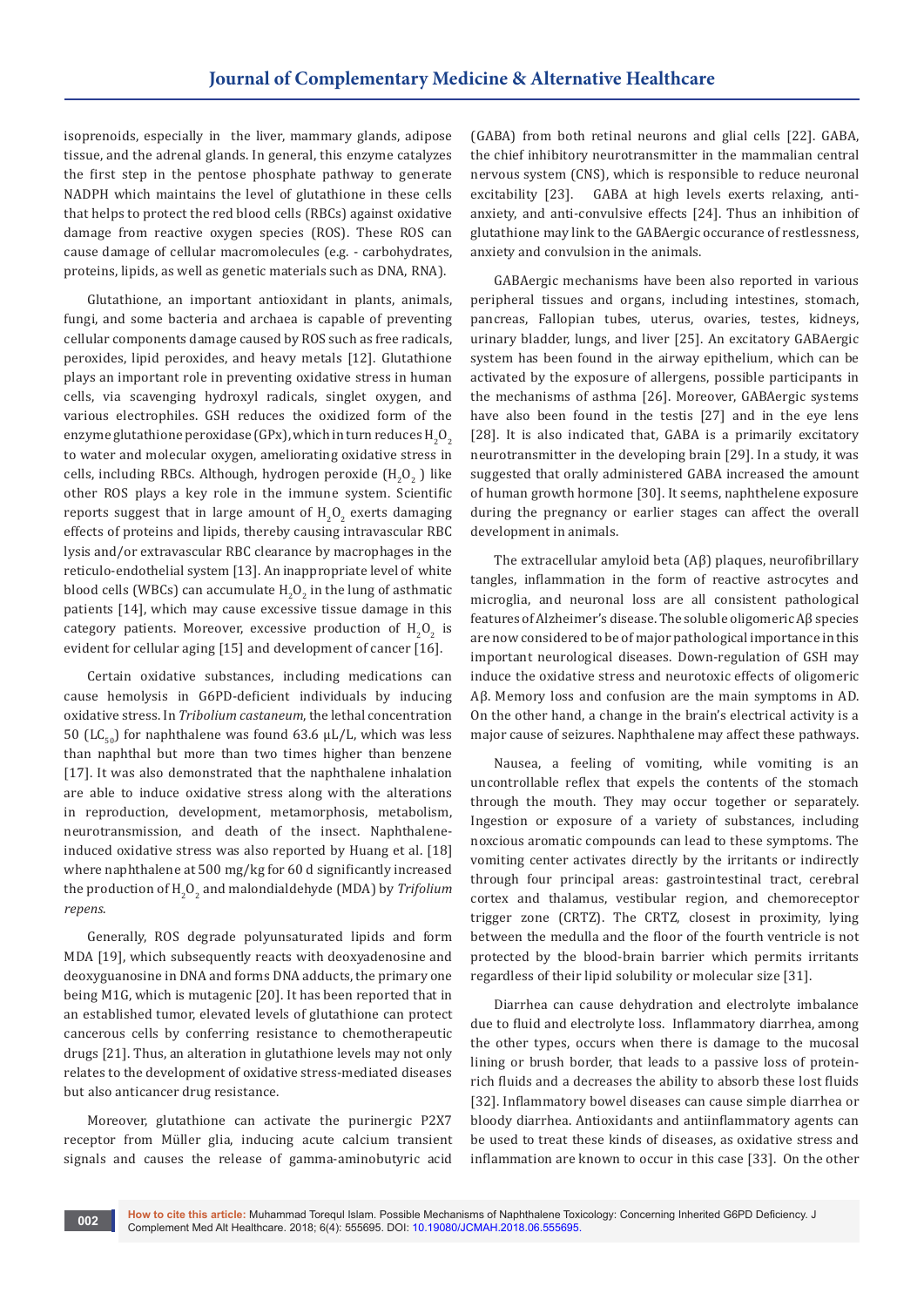isoprenoids, especially in the liver, mammary glands, adipose tissue, and the adrenal glands. In general, this enzyme catalyzes the first step in the pentose phosphate pathway to generate NADPH which maintains the level of glutathione in these cells that helps to protect the red blood cells (RBCs) against oxidative damage from reactive oxygen species (ROS). These ROS can cause damage of cellular macromolecules (e.g. - carbohydrates, proteins, lipids, as well as genetic materials such as DNA, RNA).

Glutathione, an important antioxidant in plants, animals, fungi, and some bacteria and archaea is capable of preventing cellular components damage caused by ROS such as free radicals, peroxides, lipid peroxides, and heavy metals [12]. Glutathione plays an important role in preventing oxidative stress in human cells, via scavenging hydroxyl radicals, singlet oxygen, and various electrophiles. GSH reduces the oxidized form of the enzyme glutathione peroxidase (GPx), which in turn reduces $H_2O_2$ to water and molecular oxygen, ameliorating oxidative stress in cells, including RBCs. Although, hydrogen peroxide ($H_2O_2$ ) like other ROS plays a key role in the immune system. Scientific reports suggest that in large amount of $H_2O_2$ exerts damaging effects of proteins and lipids, thereby causing intravascular RBC lysis and/or extravascular RBC clearance by macrophages in the reticulo-endothelial system [13]. An inappropriate level of white blood cells (WBCs) can accumulate $H_2O_2$ in the lung of asthmatic patients [14], which may cause excessive tissue damage in this category patients. Moreover, excessive production of $H_2O_2$ is evident for cellular aging [15] and development of cancer [16].

Certain oxidative substances, including medications can cause hemolysis in G6PD-deficient individuals by inducing oxidative stress. In *Tribolium castaneum*, the lethal concentration 50 ($LC_{50}$) for naphthalene was found 63.6 µL/L, which was less than naphthal but more than two times higher than benzene [17]. It was also demonstrated that the naphthalene inhalation are able to induce oxidative stress along with the alterations in reproduction, development, metamorphosis, metabolism, neurotransmission, and death of the insect. Naphthalene-induced oxidative stress was also reported by Huang et al. [18] where naphthalene at 500 mg/kg for 60 d significantly increased the production of $H_2O_2$ and malondialdehyde (MDA) by *Trifolium repens*.

Generally, ROS degrade polyunsaturated lipids and form MDA [19], which subsequently reacts with deoxyadenosine and deoxyguanosine in DNA and forms DNA adducts, the primary one being M1G, which is mutagenic [20]. It has been reported that in an established tumor, elevated levels of glutathione can protect cancerous cells by conferring resistance to chemotherapeutic drugs [21]. Thus, an alteration in glutathione levels may not only relates to the development of oxidative stress-mediated diseases but also anticancer drug resistance.

Moreover, glutathione can activate the purinergic P2X7 receptor from Müller glia, inducing acute calcium transient signals and causes the release of gamma-aminobutyric acid (GABA) from both retinal neurons and glial cells [22]. GABA, the chief inhibitory neurotransmitter in the mammalian central nervous system (CNS), which is responsible to reduce neuronal excitability [23]. GABA at high levels exerts relaxing, anti-anxiety, and anti-convulsive effects [24]. Thus an inhibition of glutathione may link to the GABAergic occurance of restlessness, anxiety and convulsion in the animals.

GABAergic mechanisms have been also reported in various peripheral tissues and organs, including intestines, stomach, pancreas, Fallopian tubes, uterus, ovaries, testes, kidneys, urinary bladder, lungs, and liver [25]. An excitatory GABAergic system has been found in the airway epithelium, which can be activated by the exposure of allergens, possible participants in the mechanisms of asthma [26]. Moreover, GABAergic systems have also been found in the testis [27] and in the eye lens [28]. It is also indicated that, GABA is a primarily excitatory neurotransmitter in the developing brain [29]. In a study, it was suggested that orally administered GABA increased the amount of human growth hormone [30]. It seems, naphthelene exposure during the pregnancy or earlier stages can affect the overall development in animals.

The extracellular amyloid beta (Aβ) plaques, neurofibrillary tangles, inflammation in the form of reactive astrocytes and microglia, and neuronal loss are all consistent pathological features of Alzheimer's disease. The soluble oligomeric Aβ species are now considered to be of major pathological importance in this important neurological diseases. Down-regulation of GSH may induce the oxidative stress and neurotoxic effects of oligomeric Aβ. Memory loss and confusion are the main symptoms in AD. On the other hand, a change in the brain's electrical activity is a major cause of seizures. Naphthalene may affect these pathways.

Nausea, a feeling of vomiting, while vomiting is an uncontrollable reflex that expels the contents of the stomach through the mouth. They may occur together or separately. Ingestion or exposure of a variety of substances, including noxcious aromatic compounds can lead to these symptoms. The vomiting center activates directly by the irritants or indirectly through four principal areas: gastrointestinal tract, cerebral cortex and thalamus, vestibular region, and chemoreceptor trigger zone (CRTZ). The CRTZ, closest in proximity, lying between the medulla and the floor of the fourth ventricle is not protected by the blood-brain barrier which permits irritants regardless of their lipid solubility or molecular size [31].

Diarrhea can cause dehydration and electrolyte imbalance due to fluid and electrolyte loss. Inflammatory diarrhea, among the other types, occurs when there is damage to the mucosal lining or brush border, that leads to a passive loss of protein-rich fluids and a decreases the ability to absorb these lost fluids [32]. Inflammatory bowel diseases can cause simple diarrhea or bloody diarrhea. Antioxidants and antiinflammatory agents can be used to treat these kinds of diseases, as oxidative stress and inflammation are known to occur in this case [33]. On the other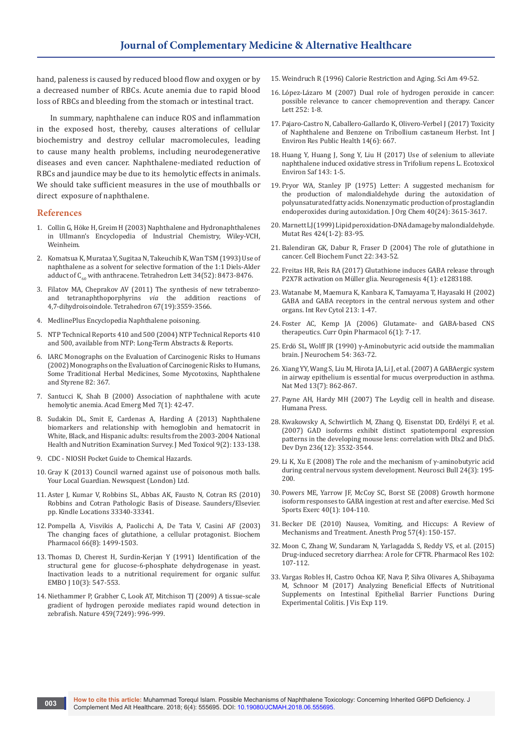hand, paleness is caused by reduced blood flow and oxygen or by a decreased number of RBCs. Acute anemia due to rapid blood loss of RBCs and bleeding from the stomach or intestinal tract.

In summary, naphthalene can induce ROS and inflammation in the exposed host, thereby, causes alterations of cellular biochemistry and destroy cellular macromolecules, leading to cause many health problems, including neurodegenerative diseases and even cancer. Naphthalene-mediated reduction of RBCs and jaundice may be due to its hemolytic effects in animals. We should take sufficient measures in the use of mouthballs or direct exposure of naphthalene.

## References

1. Collin G, Höke H, Greim H (2003) Naphthalene and Hydronaphthalenes in Ullmann's Encyclopedia of Industrial Chemistry, Wiley-VCH, Weinheim.
2. Komatsua K, Murataa Y, Sugitaa N, Takeuchib K, Wan TSM (1993) Use of naphthalene as a solvent for selective formation of the 1:1 Diels-Alder adduct of $C_{60}$ with anthracene. Tetrahedron Lett 34(52): 8473-8476.
3. Filatov MA, Cheprakov AV (2011) The synthesis of new tetrabenzo- and tetranaphthoporphyrins *via* the addition reactions of 4,7-dihydroisoindole. Tetrahedron 67(19):3559-3566.
4. MedlinePlus Encyclopedia Naphthalene poisoning.
5. NTP Technical Reports 410 and 500 (2004) NTP Technical Reports 410 and 500, available from NTP: Long-Term Abstracts & Reports.
6. IARC Monographs on the Evaluation of Carcinogenic Risks to Humans (2002) Monographs on the Evaluation of Carcinogenic Risks to Humans, Some Traditional Herbal Medicines, Some Mycotoxins, Naphthalene and Styrene 82: 367.
7. Santucci K, Shah B (2000) Association of naphthalene with acute hemolytic anemia. Acad Emerg Med 7(1): 42-47.
8. Sudakin DL, Smit E, Cardenas A, Harding A (2013) Naphthalene biomarkers and relationship with hemoglobin and hematocrit in White, Black, and Hispanic adults: results from the 2003-2004 National Health and Nutrition Examination Survey. J Med Toxicol 9(2): 133-138.
9. CDC - NIOSH Pocket Guide to Chemical Hazards.
10. Gray K (2013) Council warned against use of poisonous moth balls. Your Local Guardian. Newsquest (London) Ltd.
11. Aster J, Kumar V, Robbins SL, Abbas AK, Fausto N, Cotran RS (2010) Robbins and Cotran Pathologic Basis of Disease. Saunders/Elsevier. pp. Kindle Locations 33340-33341.
12. Pompella A, Visvikis A, Paolicchi A, De Tata V, Casini AF (2003) The changing faces of glutathione, a cellular protagonist. Biochem Pharmacol 66(8): 1499-1503.
13. Thomas D, Cherest H, Surdin-Kerjan Y (1991) Identification of the structural gene for glucose-6-phosphate dehydrogenase in yeast. Inactivation leads to a nutritional requirement for organic sulfur. EMBO J 10(3): 547-553.
14. Niethammer P, Grabher C, Look AT, Mitchison TJ (2009) A tissue-scale gradient of hydrogen peroxide mediates rapid wound detection in zebrafish. Nature 459(7249): 996-999.
15. Weindruch R (1996) Calorie Restriction and Aging. Sci Am 49-52.
16. López-Lázaro M (2007) Dual role of hydrogen peroxide in cancer: possible relevance to cancer chemoprevention and therapy. Cancer Lett 252: 1-8.
17. Pajaro-Castro N, Caballero-Gallardo K, Olivero-Verbel J (2017) Toxicity of Naphthalene and Benzene on Tribollium castaneum Herbst. Int J Environ Res Public Health 14(6): 667.
18. Huang Y, Huang J, Song Y, Liu H (2017) Use of selenium to alleviate naphthalene induced oxidative stress in Trifolium repens L. Ecotoxicol Environ Saf 143: 1-5.
19. Pryor WA, Stanley JP (1975) Letter: A suggested mechanism for the production of malondialdehyde during the autoxidation of polyunsaturated fatty acids. Nonenzymatic production of prostaglandin endoperoxides during autoxidation. J Org Chem 40(24): 3615-3617.
20. Marnett LJ (1999) Lipid peroxidation-DNA damage by malondialdehyde. Mutat Res 424(1-2): 83-95.
21. Balendiran GK, Dabur R, Fraser D (2004) The role of glutathione in cancer. Cell Biochem Funct 22: 343-52.
22. Freitas HR, Reis RA (2017) Glutathione induces GABA release through P2X7R activation on Müller glia. Neurogenesis 4(1): e1283188.
23. Watanabe M, Maemura K, Kanbara K, Tamayama T, Hayasaki H (2002) GABA and GABA receptors in the central nervous system and other organs. Int Rev Cytol 213: 1-47.
24. Foster AC, Kemp JA (2006) Glutamate- and GABA-based CNS therapeutics. Curr Opin Pharmacol 6(1): 7-17.
25. Erdö SL, Wolff JR (1990) γ-Aminobutyric acid outside the mammalian brain. J Neurochem 54: 363-72.
26. Xiang YY, Wang S, Liu M, Hirota JA, Li J, et al. (2007) A GABAergic system in airway epithelium is essential for mucus overproduction in asthma. Nat Med 13(7): 862-867.
27. Payne AH, Hardy MH (2007) The Leydig cell in health and disease. Humana Press.
28. Kwakowsky A, Schwirtlich M, Zhang Q, Eisenstat DD, Erdélyi F, et al. (2007) GAD isoforms exhibit distinct spatiotemporal expression patterns in the developing mouse lens: correlation with Dlx2 and Dlx5. Dev Dyn 236(12): 3532-3544.
29. Li K, Xu E (2008) The role and the mechanism of γ-aminobutyric acid during central nervous system development. Neurosci Bull 24(3): 195-200.
30. Powers ME, Yarrow JF, McCoy SC, Borst SE (2008) Growth hormone isoform responses to GABA ingestion at rest and after exercise. Med Sci Sports Exerc 40(1): 104-110.
31. Becker DE (2010) Nausea, Vomiting, and Hiccups: A Review of Mechanisms and Treatment. Anesth Prog 57(4): 150-157.
32. Moon C, Zhang W, Sundaram N, Yarlagadda S, Reddy VS, et al. (2015) Drug-induced secretory diarrhea: A role for CFTR. Pharmacol Res 102: 107-112.
33. Vargas Robles H, Castro Ochoa KF, Nava P, Silva Olivares A, Shibayama M, Schnoor M (2017) Analyzing Beneficial Effects of Nutritional Supplements on Intestinal Epithelial Barrier Functions During Experimental Colitis. J Vis Exp 119.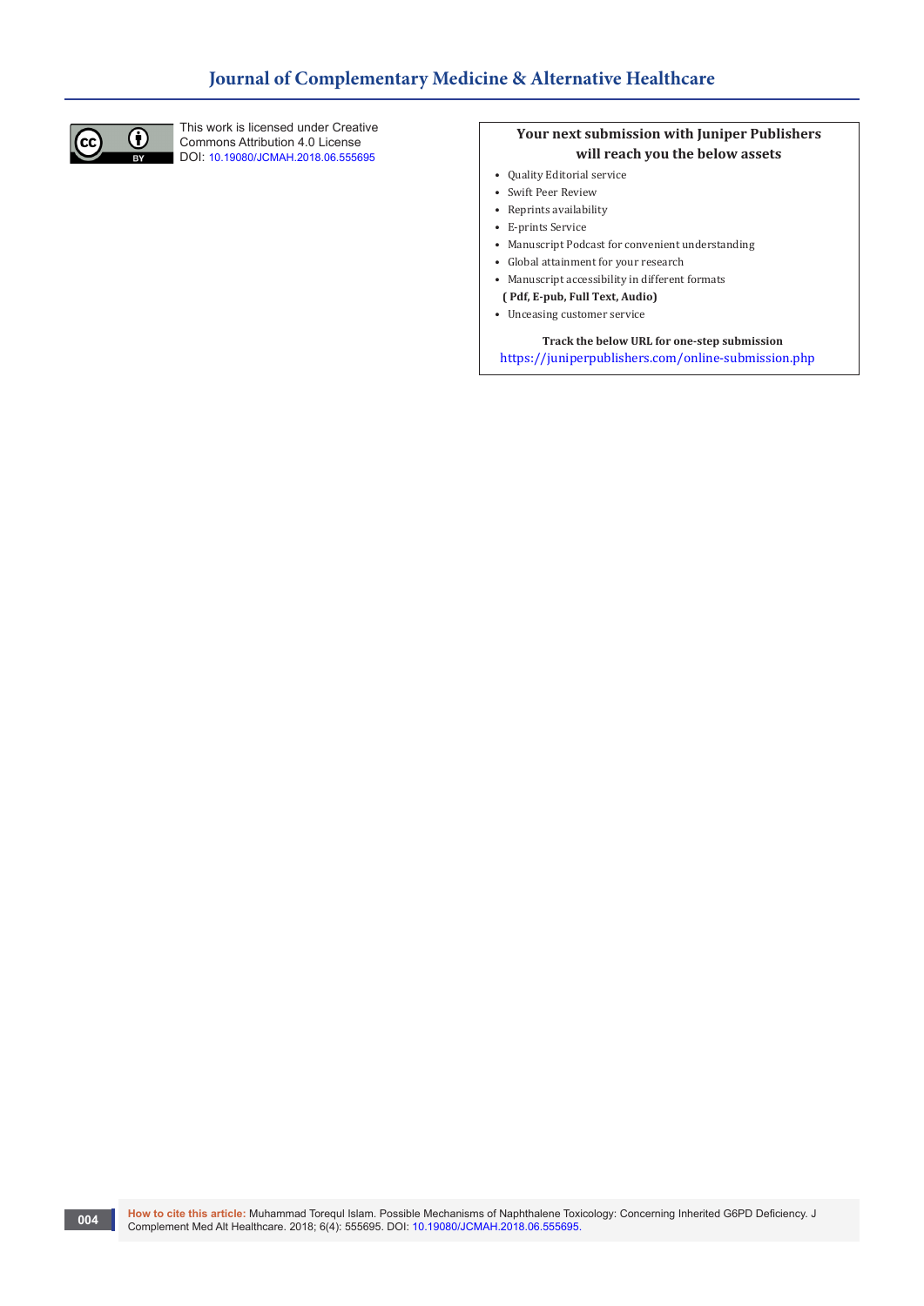This work is licensed under Creative Commons Attribution 4.0 License
DOI: 10.19080/JCMAH.2018.06.555695

**Your next submission with Juniper Publishers will reach you the below assets**

- Quality Editorial service
- Swift Peer Review
- Reprints availability
- E-prints Service
- Manuscript Podcast for convenient understanding
- Global attainment for your research
- Manuscript accessibility in different formats
  **( Pdf, E-pub, Full Text, Audio)**
- Unceasing customer service

**Track the below URL for one-step submission**
https://juniperpublishers.com/online-submission.php

**How to cite this article:** Muhammad Torequl Islam. Possible Mechanisms of Naphthalene Toxicology: Concerning Inherited G6PD Deficiency. J Complement Med Alt Healthcare. 2018; 6(4): 555695. DOI: 10.19080/JCMAH.2018.06.555695.